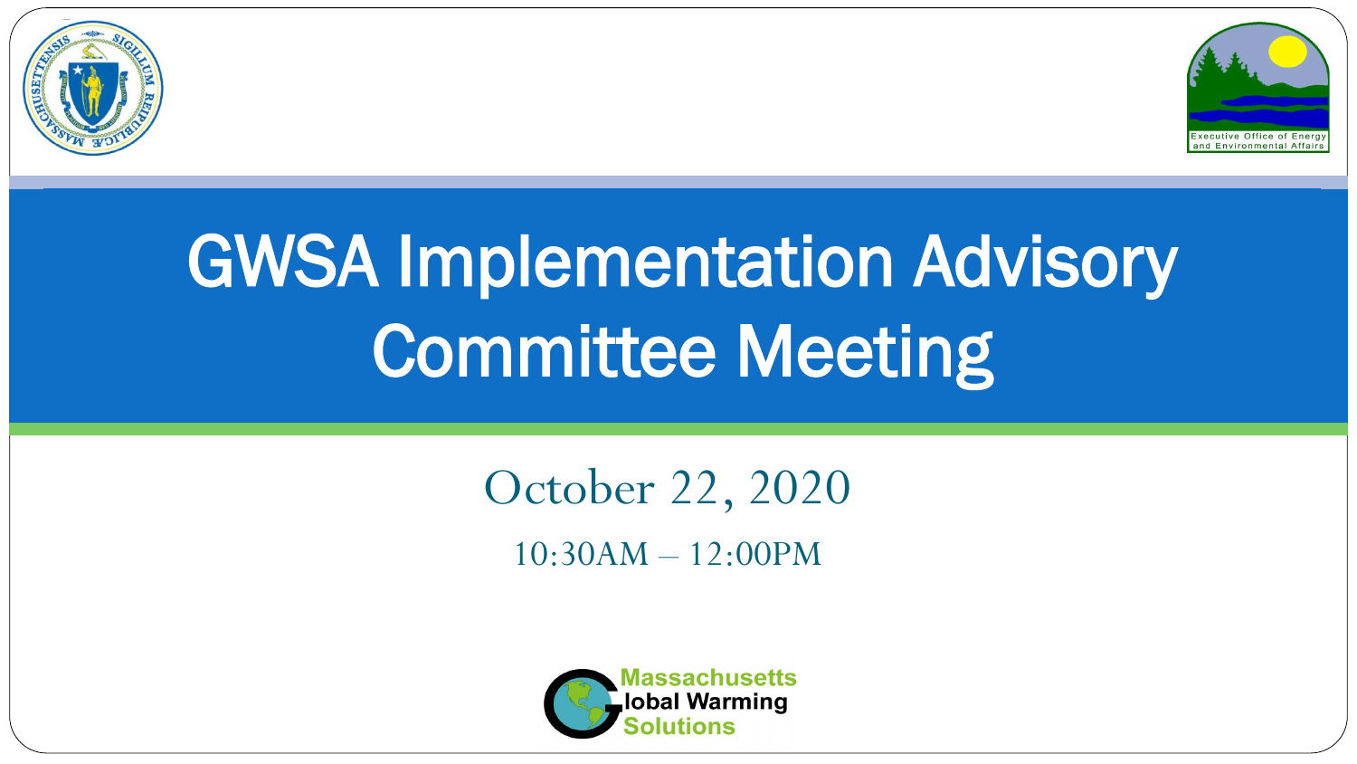# GWSA Implementation Advisory Committee Meeting

October 22, 2020

10:30AM – 12:00PM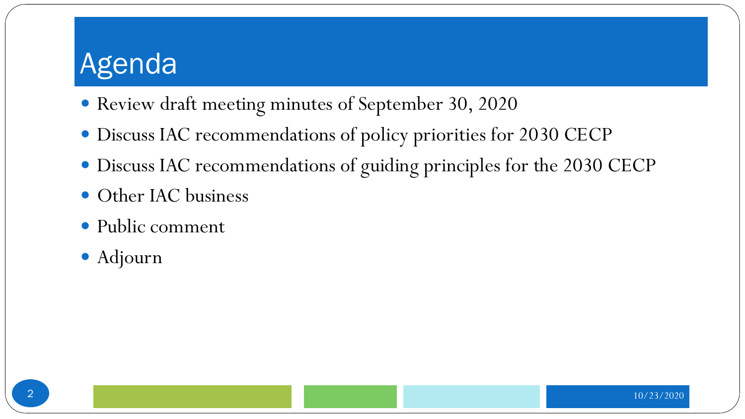# Agenda

- Review draft meeting minutes of September 30, 2020
- Discuss IAC recommendations of policy priorities for 2030 CECP
- Discuss IAC recommendations of guiding principles for the 2030 CECP
- Other IAC business
- Public comment
- Adjourn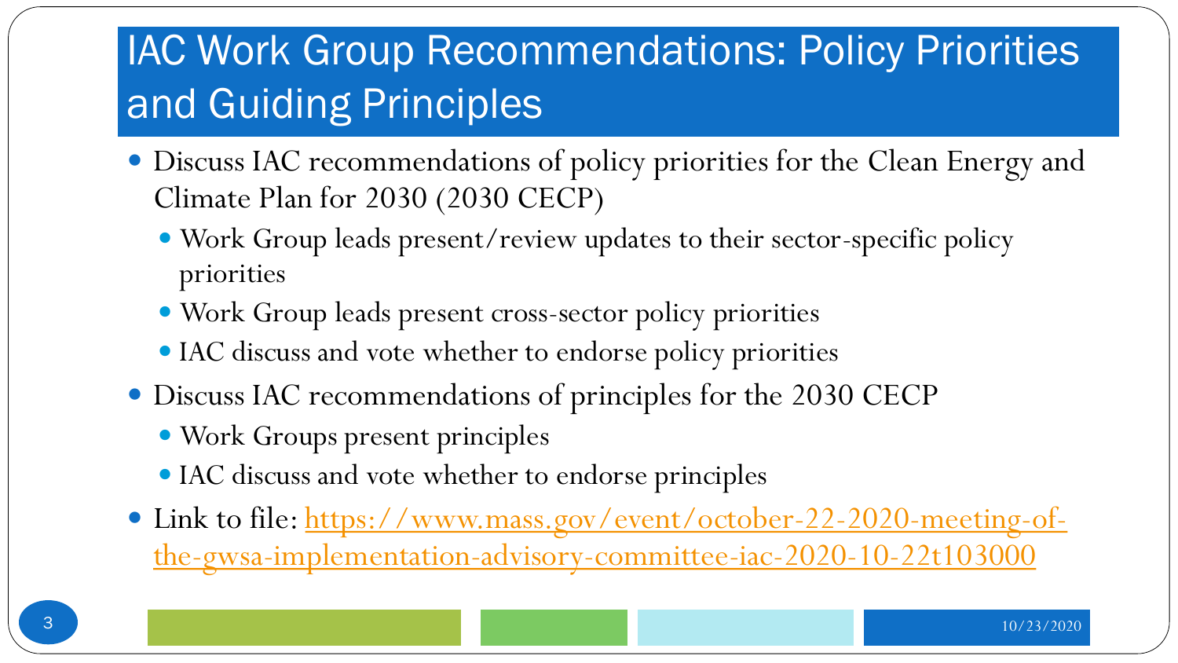# IAC Work Group Recommendations: Policy Priorities and Guiding Principles

- Discuss IAC recommendations of policy priorities for the Clean Energy and Climate Plan for 2030 (2030 CECP)
  - Work Group leads present/review updates to their sector-specific policy priorities
  - Work Group leads present cross-sector policy priorities
  - IAC discuss and vote whether to endorse policy priorities
- Discuss IAC recommendations of principles for the 2030 CECP
  - Work Groups present principles
  - IAC discuss and vote whether to endorse principles
- Link to file: [https://www.mass.gov/event/october-22-2020-meeting-of-the-gwsa-implementation-advisory-committee-iac-2020-10-22t103000](https://www.mass.gov/event/october-22-2020-meeting-of-the-gwsa-implementation-advisory-committee-iac-2020-10-22t103000)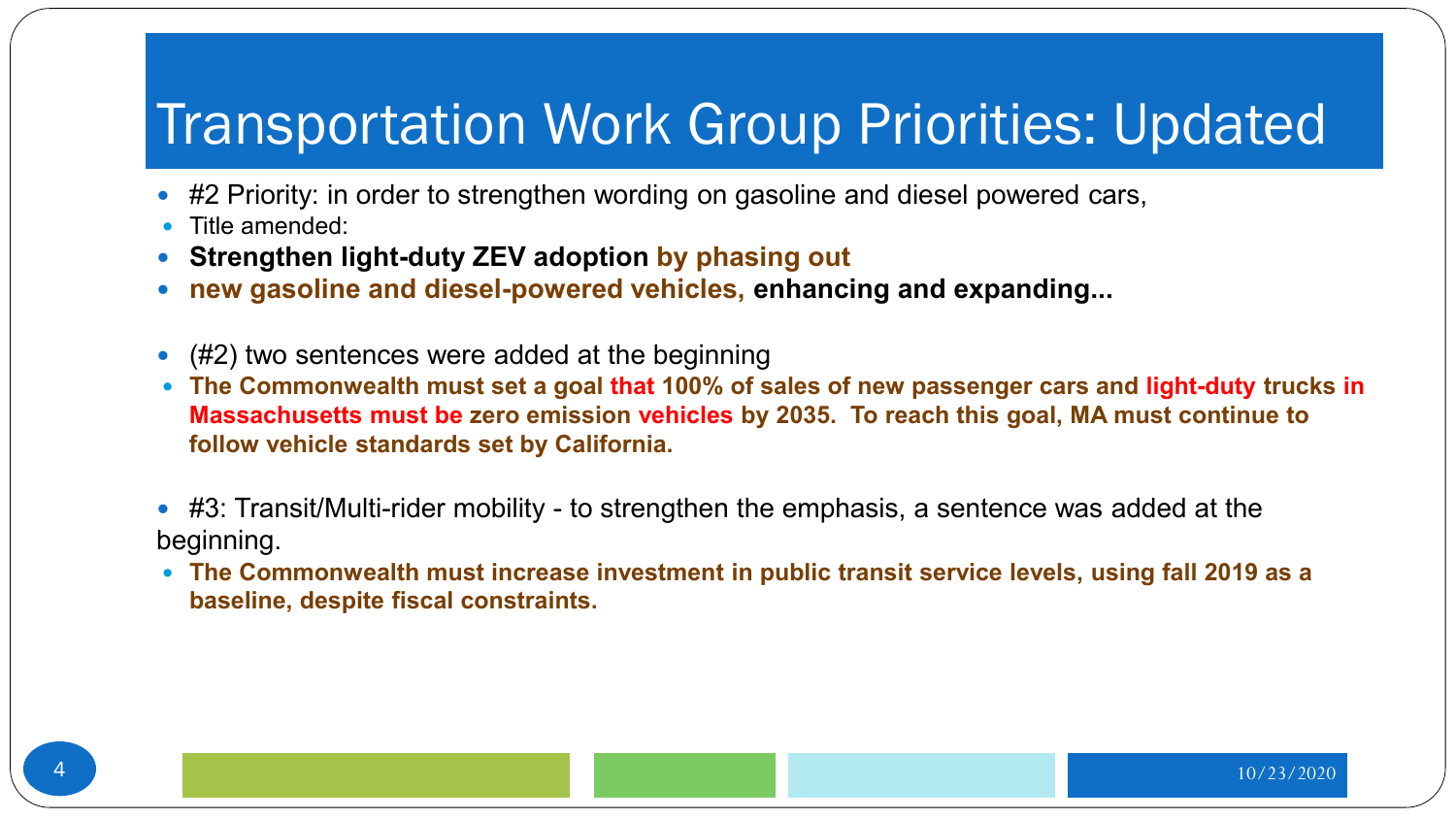# Transportation Work Group Priorities: Updated

- #2 Priority: in order to strengthen wording on gasoline and diesel powered cars,
- Title amended:
- **Strengthen light-duty ZEV adoption by phasing out**
- **new gasoline and diesel-powered vehicles, enhancing and expanding...**

- (#2) two sentences were added at the beginning
- **The Commonwealth must set a goal that 100% of sales of new passenger cars and light-duty trucks in Massachusetts must be zero emission vehicles by 2035. To reach this goal, MA must continue to follow vehicle standards set by California.**

- #3: Transit/Multi-rider mobility - to strengthen the emphasis, a sentence was added at the beginning.
- **The Commonwealth must increase investment in public transit service levels, using fall 2019 as a baseline, despite fiscal constraints.**

10/23/2020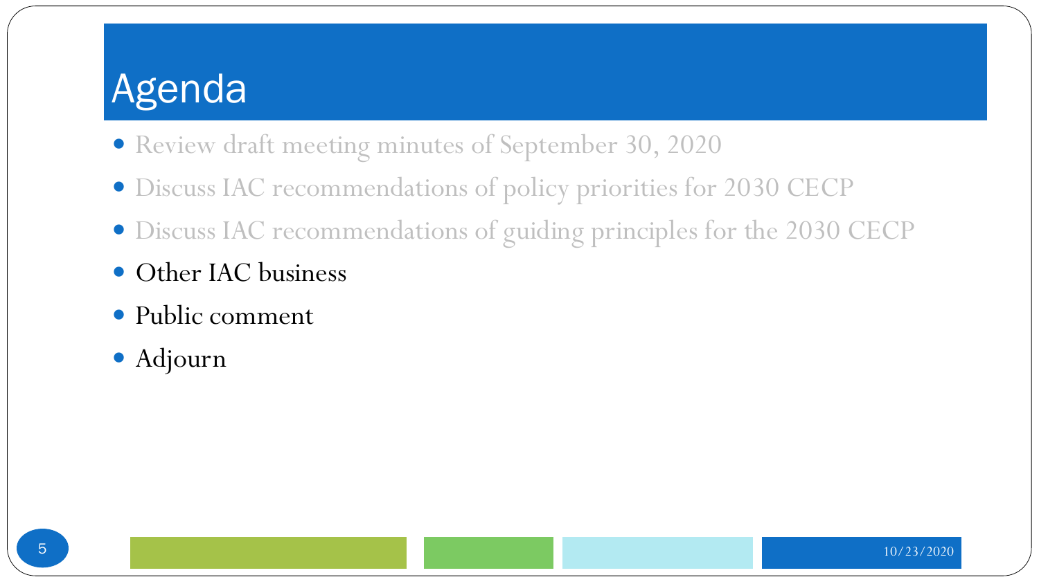# Agenda

- Review draft meeting minutes of September 30, 2020
- Discuss IAC recommendations of policy priorities for 2030 CECP
- Discuss IAC recommendations of guiding principles for the 2030 CECP
- Other IAC business
- Public comment
- Adjourn